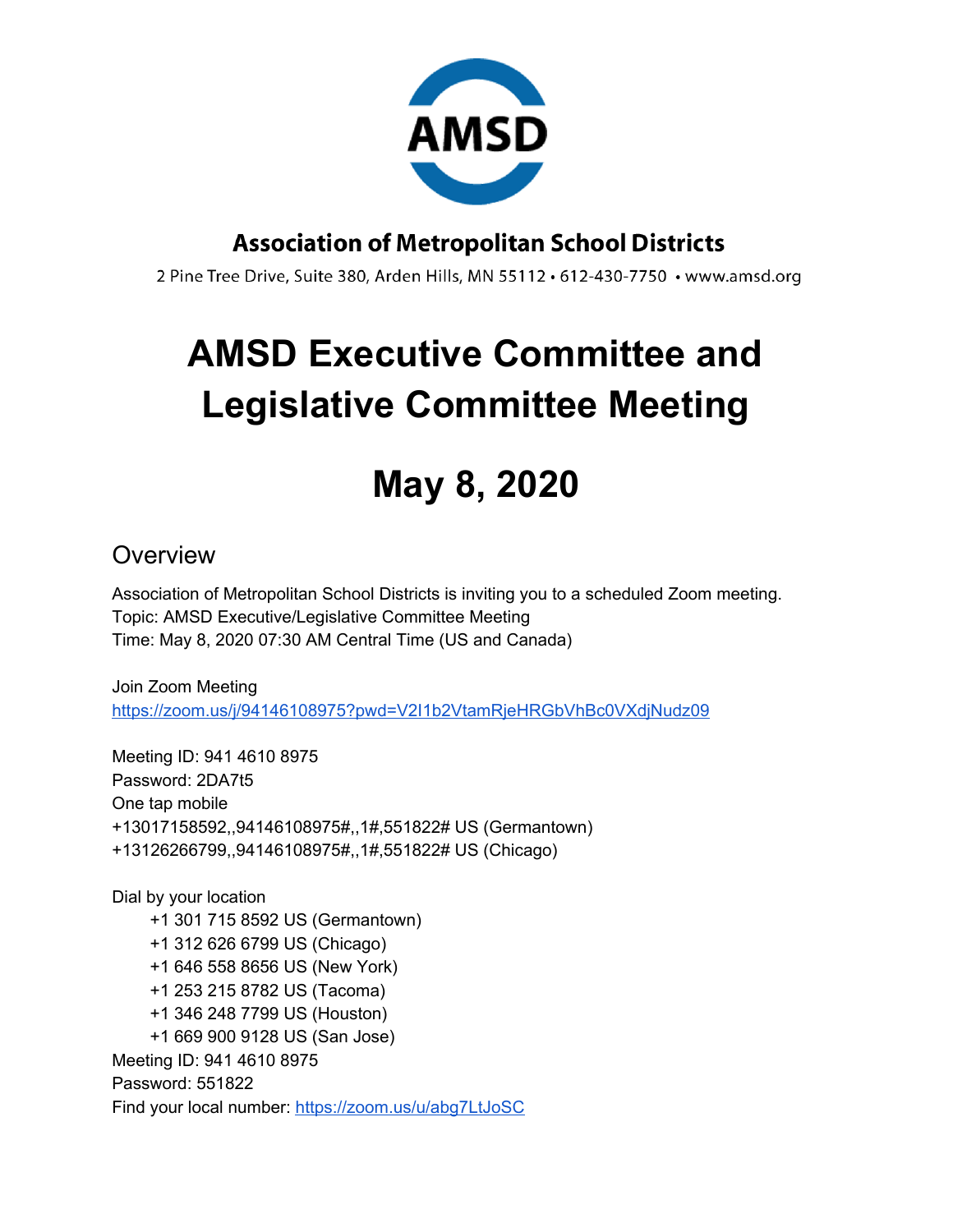AMSD

**Association of Metropolitan School Districts**

2 Pine Tree Drive, Suite 380, Arden Hills, MN 55112 • 612-430-7750 • www.amsd.org

# AMSD Executive Committee and Legislative Committee Meeting

# May 8, 2020

## Overview

Association of Metropolitan School Districts is inviting you to a scheduled Zoom meeting.
Topic: AMSD Executive/Legislative Committee Meeting
Time: May 8, 2020 07:30 AM Central Time (US and Canada)

Join Zoom Meeting
https://zoom.us/j/94146108975?pwd=V2I1b2VtamRjeHRGbVhBc0VXdjNudz09

Meeting ID: 941 4610 8975
Password: 2DA7t5
One tap mobile
+13017158592,,94146108975#,,1#,551822# US (Germantown)
+13126266799,,94146108975#,,1#,551822# US (Chicago)

Dial by your location
- +1 301 715 8592 US (Germantown)
- +1 312 626 6799 US (Chicago)
- +1 646 558 8656 US (New York)
- +1 253 215 8782 US (Tacoma)
- +1 346 248 7799 US (Houston)
- +1 669 900 9128 US (San Jose)

Meeting ID: 941 4610 8975
Password: 551822
Find your local number: https://zoom.us/u/abg7LtJoSC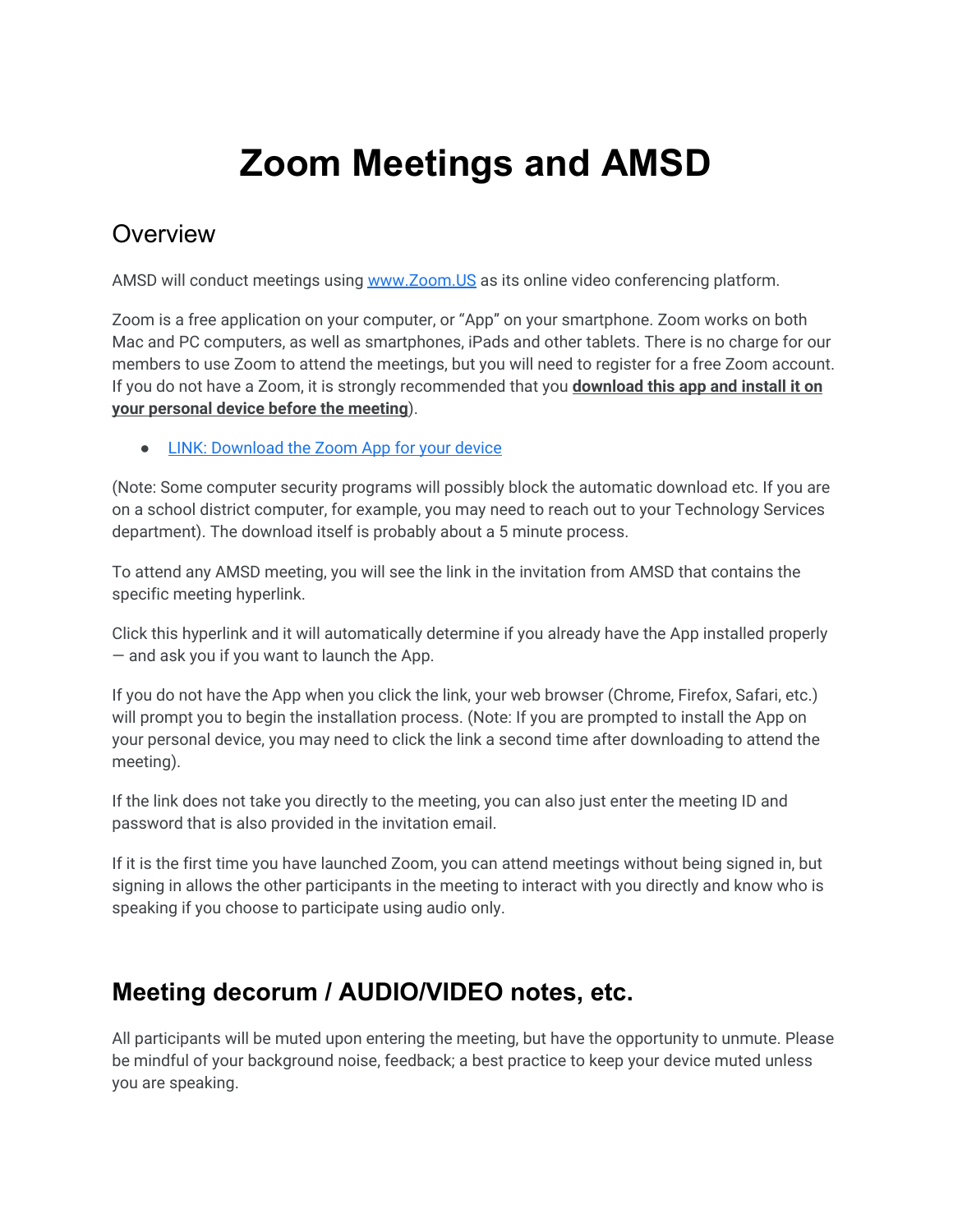# Zoom Meetings and AMSD

## Overview

AMSD will conduct meetings using [www.Zoom.US](www.Zoom.US) as its online video conferencing platform.

Zoom is a free application on your computer, or "App" on your smartphone. Zoom works on both Mac and PC computers, as well as smartphones, iPads and other tablets. There is no charge for our members to use Zoom to attend the meetings, but you will need to register for a free Zoom account. If you do not have a Zoom, it is strongly recommended that you **download this app and install it on your personal device before the meeting**).

- LINK: Download the Zoom App for your device

(Note: Some computer security programs will possibly block the automatic download etc. If you are on a school district computer, for example, you may need to reach out to your Technology Services department). The download itself is probably about a 5 minute process.

To attend any AMSD meeting, you will see the link in the invitation from AMSD that contains the specific meeting hyperlink.

Click this hyperlink and it will automatically determine if you already have the App installed properly — and ask you if you want to launch the App.

If you do not have the App when you click the link, your web browser (Chrome, Firefox, Safari, etc.) will prompt you to begin the installation process. (Note: If you are prompted to install the App on your personal device, you may need to click the link a second time after downloading to attend the meeting).

If the link does not take you directly to the meeting, you can also just enter the meeting ID and password that is also provided in the invitation email.

If it is the first time you have launched Zoom, you can attend meetings without being signed in, but signing in allows the other participants in the meeting to interact with you directly and know who is speaking if you choose to participate using audio only.

## Meeting decorum / AUDIO/VIDEO notes, etc.

All participants will be muted upon entering the meeting, but have the opportunity to unmute. Please be mindful of your background noise, feedback; a best practice to keep your device muted unless you are speaking.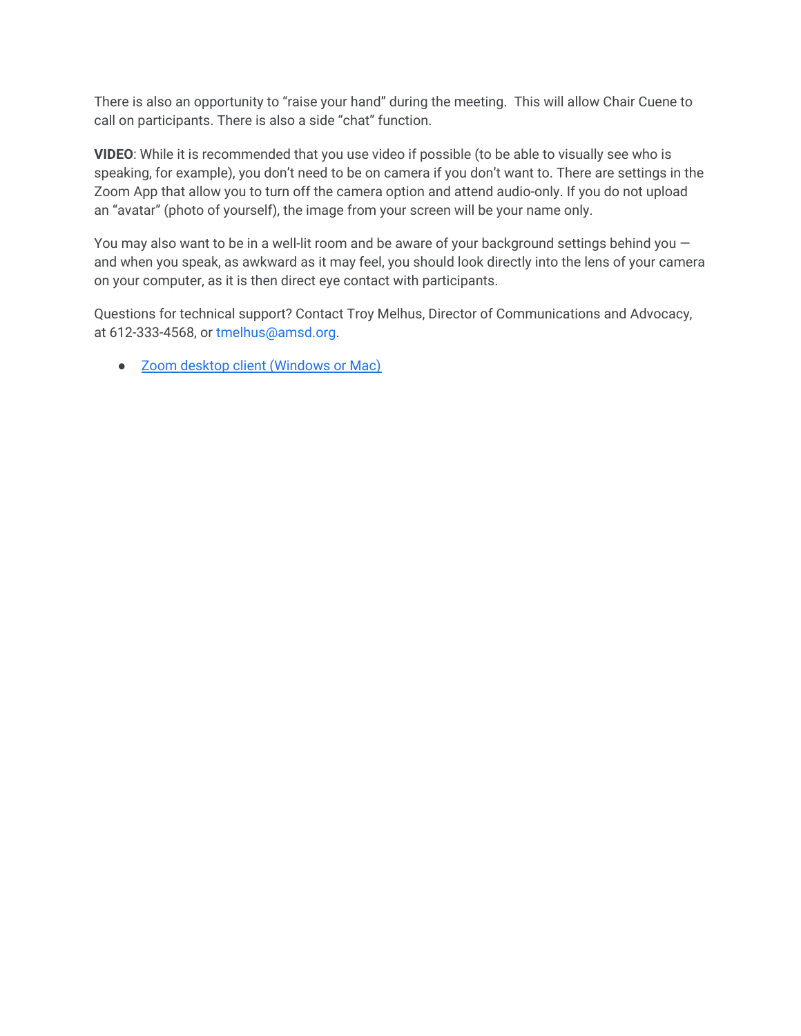There is also an opportunity to "raise your hand" during the meeting.  This will allow Chair Cuene to call on participants. There is also a side "chat" function.

**VIDEO**: While it is recommended that you use video if possible (to be able to visually see who is speaking, for example), you don't need to be on camera if you don't want to. There are settings in the Zoom App that allow you to turn off the camera option and attend audio-only. If you do not upload an "avatar" (photo of yourself), the image from your screen will be your name only.

You may also want to be in a well-lit room and be aware of your background settings behind you — and when you speak, as awkward as it may feel, you should look directly into the lens of your camera on your computer, as it is then direct eye contact with participants.

Questions for technical support? Contact Troy Melhus, Director of Communications and Advocacy, at 612-333-4568, or tmelhus@amsd.org.

- Zoom desktop client (Windows or Mac)